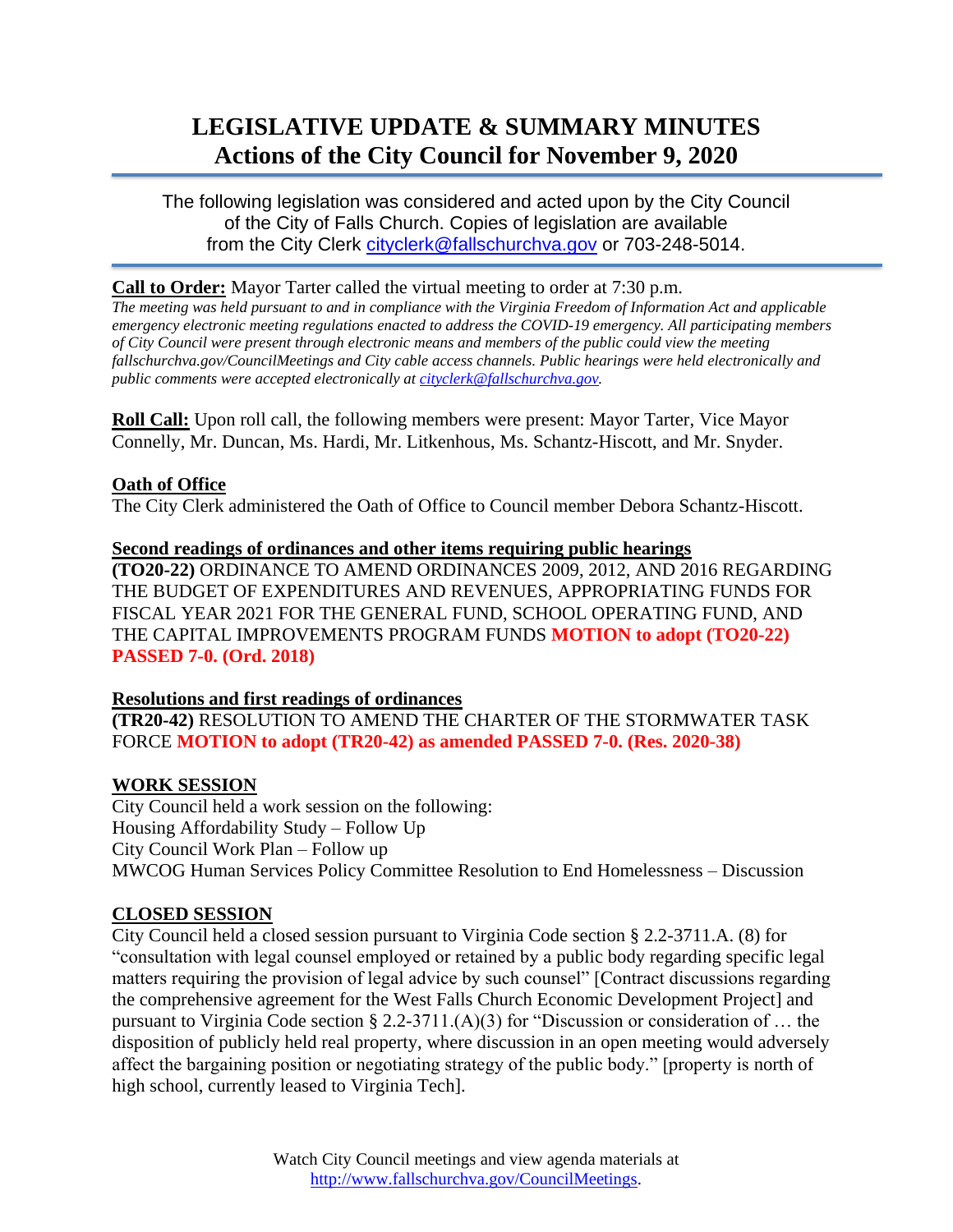# LEGISLATIVE UPDATE & SUMMARY MINUTES
## Actions of the City Council for November 9, 2020

The following legislation was considered and acted upon by the City Council of the City of Falls Church. Copies of legislation are available from the City Clerk cityclerk@fallschurchva.gov or 703-248-5014.

**Call to Order:** Mayor Tarter called the virtual meeting to order at 7:30 p.m.
*The meeting was held pursuant to and in compliance with the Virginia Freedom of Information Act and applicable emergency electronic meeting regulations enacted to address the COVID-19 emergency. All participating members of City Council were present through electronic means and members of the public could view the meeting fallschurchva.gov/CouncilMeetings and City cable access channels. Public hearings were held electronically and public comments were accepted electronically at cityclerk@fallschurchva.gov.*

**Roll Call:** Upon roll call, the following members were present: Mayor Tarter, Vice Mayor Connelly, Mr. Duncan, Ms. Hardi, Mr. Litkenhous, Ms. Schantz-Hiscott, and Mr. Snyder.

**Oath of Office**
The City Clerk administered the Oath of Office to Council member Debora Schantz-Hiscott.

**Second readings of ordinances and other items requiring public hearings**
**(TO20-22)** ORDINANCE TO AMEND ORDINANCES 2009, 2012, AND 2016 REGARDING THE BUDGET OF EXPENDITURES AND REVENUES, APPROPRIATING FUNDS FOR FISCAL YEAR 2021 FOR THE GENERAL FUND, SCHOOL OPERATING FUND, AND THE CAPITAL IMPROVEMENTS PROGRAM FUNDS **MOTION to adopt (TO20-22) PASSED 7-0. (Ord. 2018)**

**Resolutions and first readings of ordinances**
**(TR20-42)** RESOLUTION TO AMEND THE CHARTER OF THE STORMWATER TASK FORCE **MOTION to adopt (TR20-42) as amended PASSED 7-0. (Res. 2020-38)**

**WORK SESSION**
City Council held a work session on the following:
Housing Affordability Study – Follow Up
City Council Work Plan – Follow up
MWCOG Human Services Policy Committee Resolution to End Homelessness – Discussion

**CLOSED SESSION**
City Council held a closed session pursuant to Virginia Code section § 2.2-3711.A. (8) for "consultation with legal counsel employed or retained by a public body regarding specific legal matters requiring the provision of legal advice by such counsel" [Contract discussions regarding the comprehensive agreement for the West Falls Church Economic Development Project] and pursuant to Virginia Code section § 2.2-3711.(A)(3) for "Discussion or consideration of … the disposition of publicly held real property, where discussion in an open meeting would adversely affect the bargaining position or negotiating strategy of the public body." [property is north of high school, currently leased to Virginia Tech].

Watch City Council meetings and view agenda materials at http://www.fallschurchva.gov/CouncilMeetings.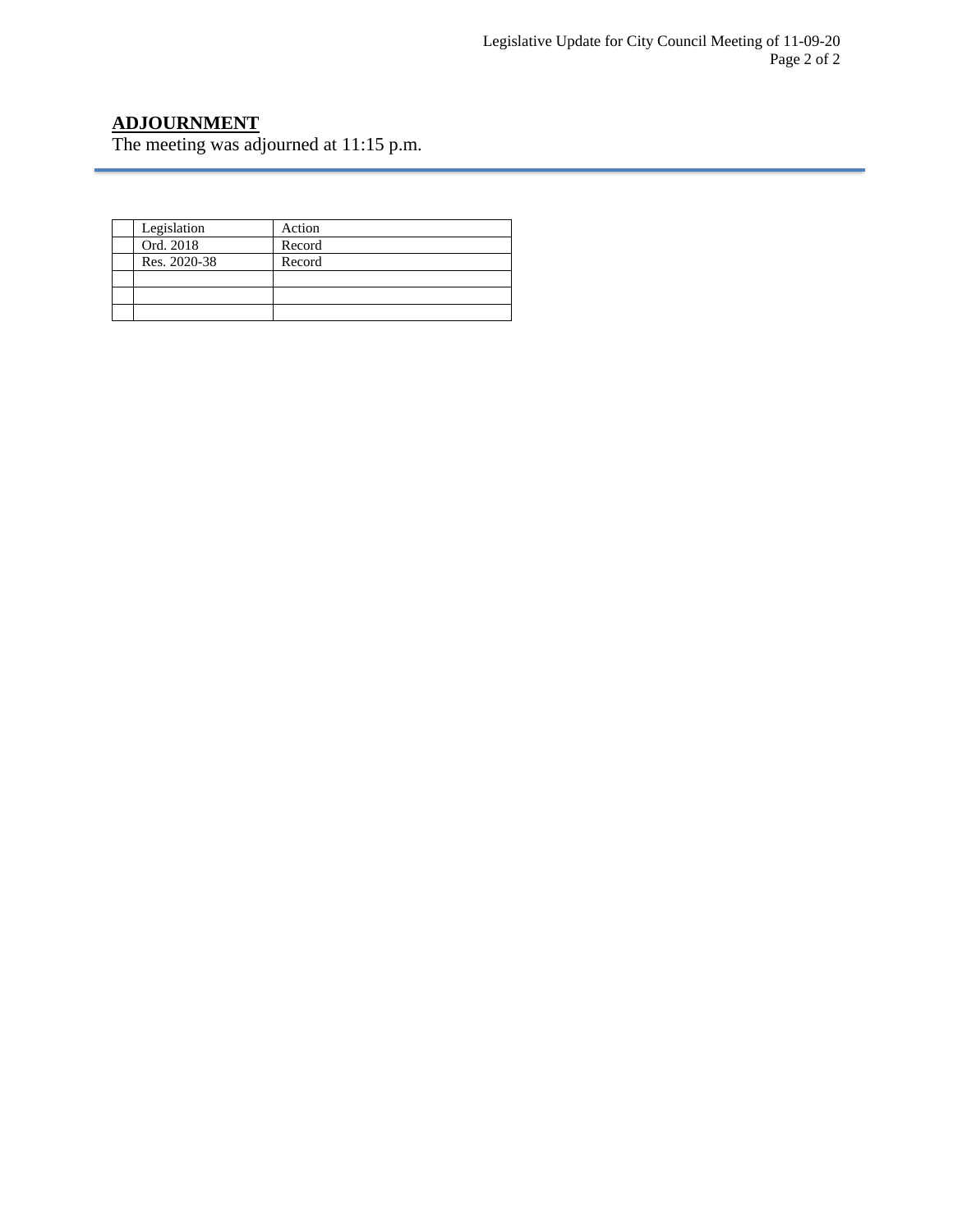## ADJOURNMENT

The meeting was adjourned at 11:15 p.m.

---

| | Legislation | Action |
|---|---|---|
| | Ord. 2018 | Record |
| | Res. 2020-38 | Record |
| | | |
| | | |
| | | |